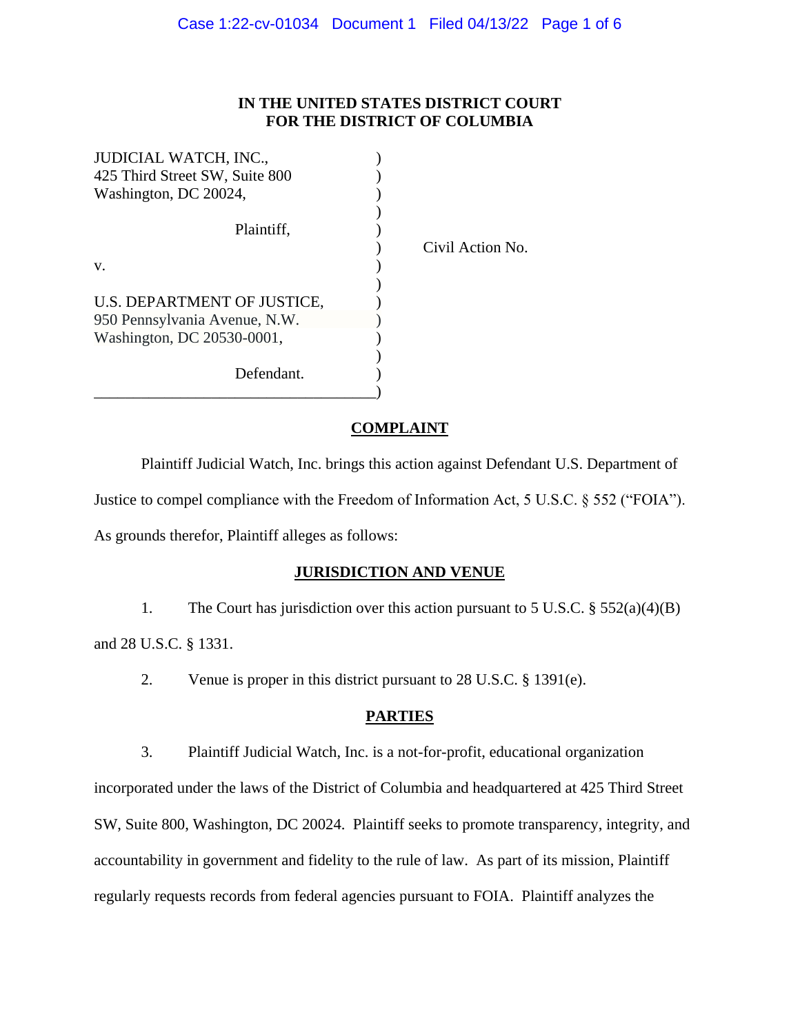# IN THE UNITED STATES DISTRICT COURT
# FOR THE DISTRICT OF COLUMBIA

JUDICIAL WATCH, INC.,
425 Third Street SW, Suite 800
Washington, DC 20024,

Plaintiff,

v.

U.S. DEPARTMENT OF JUSTICE,
950 Pennsylvania Avenue, N.W.
Washington, DC 20530-0001,

Defendant.

Civil Action No.

## COMPLAINT

Plaintiff Judicial Watch, Inc. brings this action against Defendant U.S. Department of Justice to compel compliance with the Freedom of Information Act, 5 U.S.C. § 552 ("FOIA"). As grounds therefor, Plaintiff alleges as follows:

## JURISDICTION AND VENUE

1. The Court has jurisdiction over this action pursuant to 5 U.S.C. § 552(a)(4)(B) and 28 U.S.C. § 1331.

2. Venue is proper in this district pursuant to 28 U.S.C. § 1391(e).

## PARTIES

3. Plaintiff Judicial Watch, Inc. is a not-for-profit, educational organization incorporated under the laws of the District of Columbia and headquartered at 425 Third Street SW, Suite 800, Washington, DC 20024. Plaintiff seeks to promote transparency, integrity, and accountability in government and fidelity to the rule of law. As part of its mission, Plaintiff regularly requests records from federal agencies pursuant to FOIA. Plaintiff analyzes the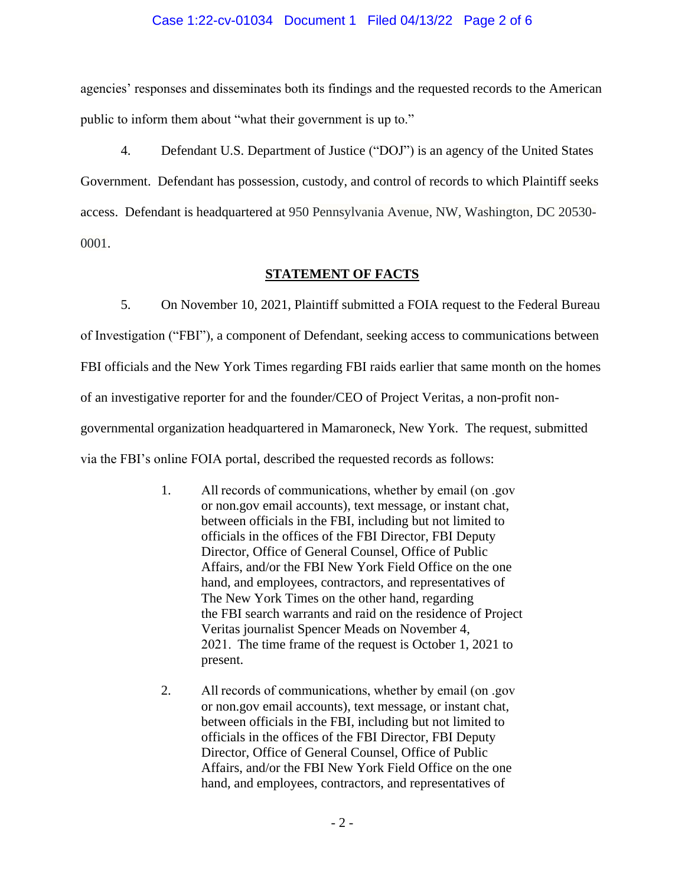agencies' responses and disseminates both its findings and the requested records to the American public to inform them about "what their government is up to."

4. Defendant U.S. Department of Justice ("DOJ") is an agency of the United States Government. Defendant has possession, custody, and control of records to which Plaintiff seeks access. Defendant is headquartered at 950 Pennsylvania Avenue, NW, Washington, DC 20530-0001.

## STATEMENT OF FACTS

5. On November 10, 2021, Plaintiff submitted a FOIA request to the Federal Bureau of Investigation ("FBI"), a component of Defendant, seeking access to communications between FBI officials and the New York Times regarding FBI raids earlier that same month on the homes of an investigative reporter for and the founder/CEO of Project Veritas, a non-profit non-governmental organization headquartered in Mamaroneck, New York. The request, submitted via the FBI's online FOIA portal, described the requested records as follows:

> 1. All records of communications, whether by email (on .gov or non.gov email accounts), text message, or instant chat, between officials in the FBI, including but not limited to officials in the offices of the FBI Director, FBI Deputy Director, Office of General Counsel, Office of Public Affairs, and/or the FBI New York Field Office on the one hand, and employees, contractors, and representatives of The New York Times on the other hand, regarding the FBI search warrants and raid on the residence of Project Veritas journalist Spencer Meads on November 4, 2021. The time frame of the request is October 1, 2021 to present.
>
> 2. All records of communications, whether by email (on .gov or non.gov email accounts), text message, or instant chat, between officials in the FBI, including but not limited to officials in the offices of the FBI Director, FBI Deputy Director, Office of General Counsel, Office of Public Affairs, and/or the FBI New York Field Office on the one hand, and employees, contractors, and representatives of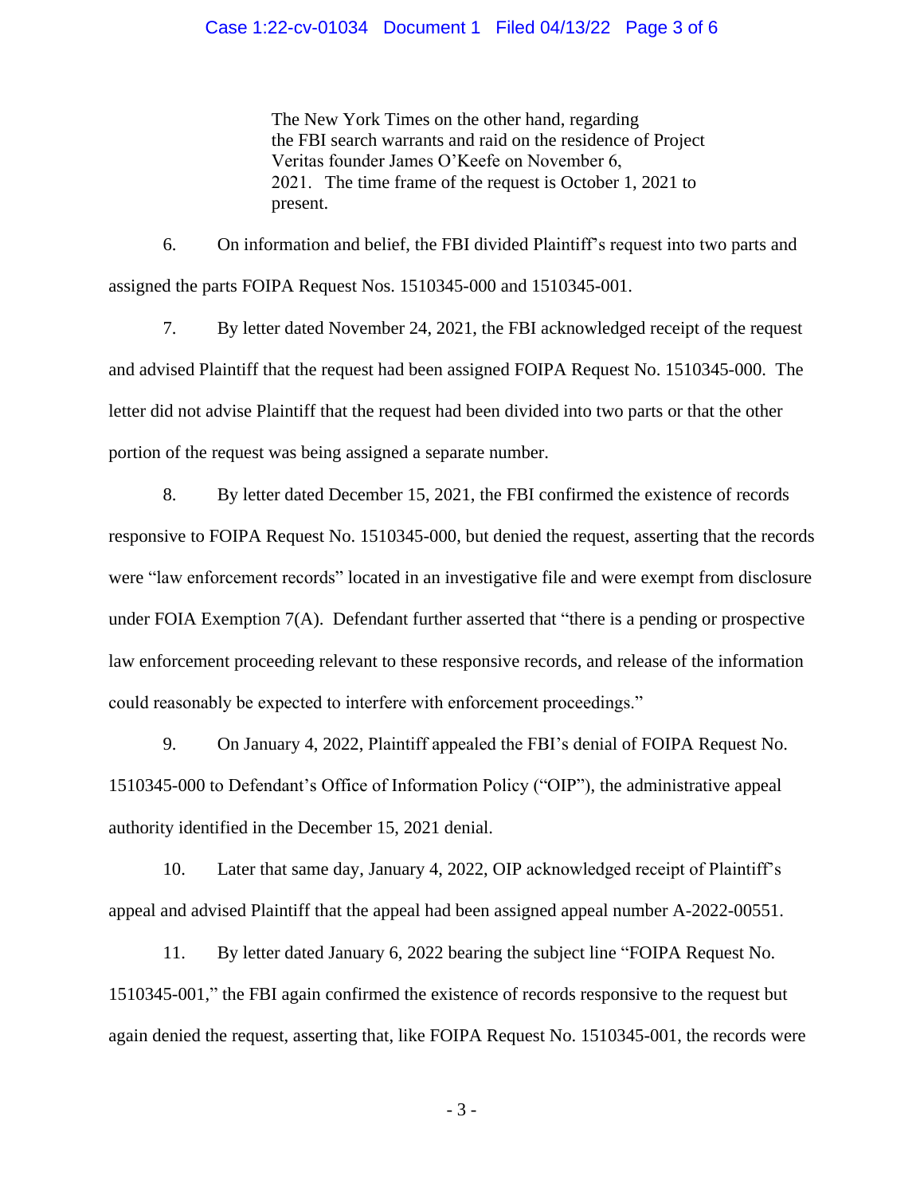> The New York Times on the other hand, regarding the FBI search warrants and raid on the residence of Project Veritas founder James O'Keefe on November 6, 2021. The time frame of the request is October 1, 2021 to present.

6. On information and belief, the FBI divided Plaintiff's request into two parts and assigned the parts FOIPA Request Nos. 1510345-000 and 1510345-001.

7. By letter dated November 24, 2021, the FBI acknowledged receipt of the request and advised Plaintiff that the request had been assigned FOIPA Request No. 1510345-000. The letter did not advise Plaintiff that the request had been divided into two parts or that the other portion of the request was being assigned a separate number.

8. By letter dated December 15, 2021, the FBI confirmed the existence of records responsive to FOIPA Request No. 1510345-000, but denied the request, asserting that the records were "law enforcement records" located in an investigative file and were exempt from disclosure under FOIA Exemption 7(A). Defendant further asserted that "there is a pending or prospective law enforcement proceeding relevant to these responsive records, and release of the information could reasonably be expected to interfere with enforcement proceedings."

9. On January 4, 2022, Plaintiff appealed the FBI's denial of FOIPA Request No. 1510345-000 to Defendant's Office of Information Policy ("OIP"), the administrative appeal authority identified in the December 15, 2021 denial.

10. Later that same day, January 4, 2022, OIP acknowledged receipt of Plaintiff's appeal and advised Plaintiff that the appeal had been assigned appeal number A-2022-00551.

11. By letter dated January 6, 2022 bearing the subject line "FOIPA Request No. 1510345-001," the FBI again confirmed the existence of records responsive to the request but again denied the request, asserting that, like FOIPA Request No. 1510345-001, the records were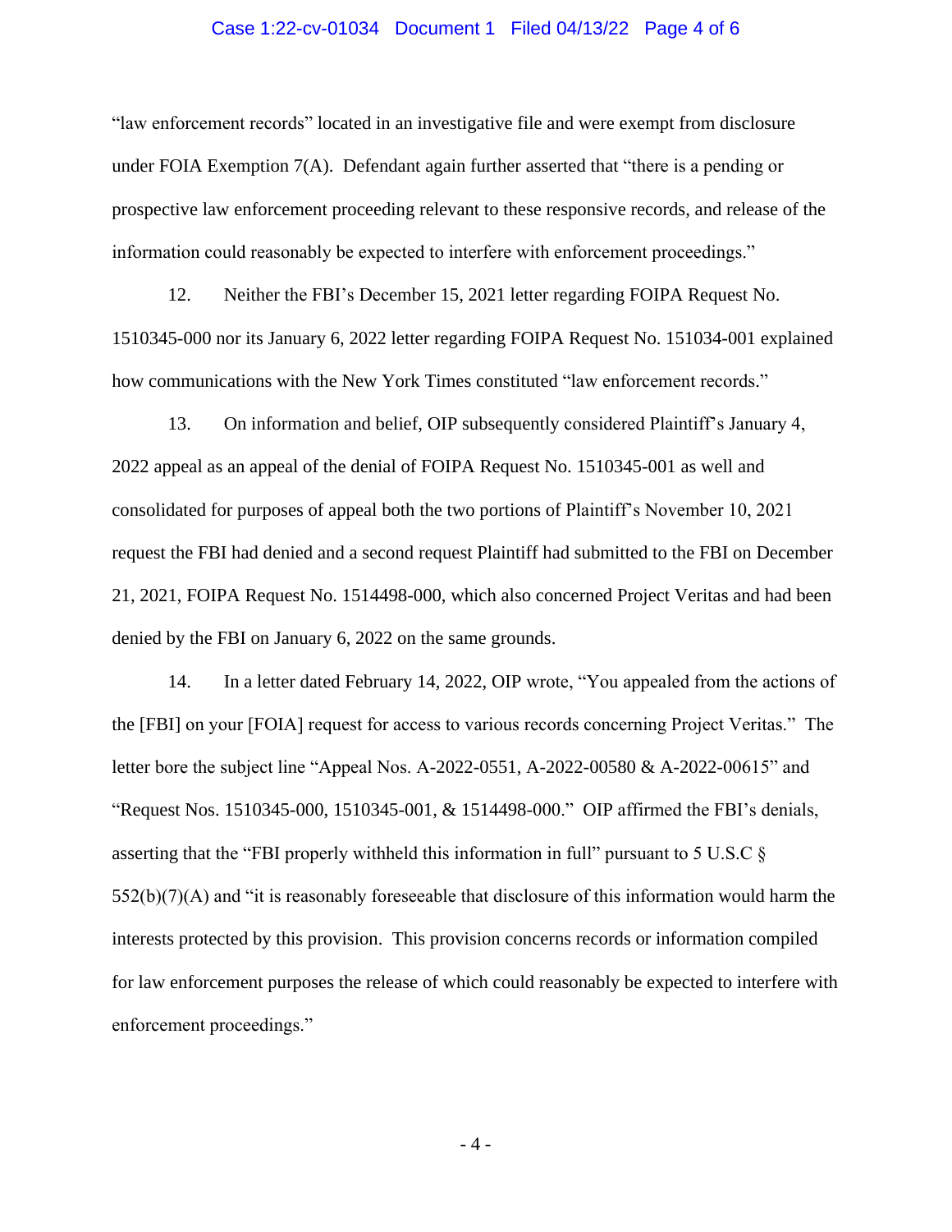"law enforcement records" located in an investigative file and were exempt from disclosure under FOIA Exemption 7(A). Defendant again further asserted that "there is a pending or prospective law enforcement proceeding relevant to these responsive records, and release of the information could reasonably be expected to interfere with enforcement proceedings."

12. Neither the FBI's December 15, 2021 letter regarding FOIPA Request No. 1510345-000 nor its January 6, 2022 letter regarding FOIPA Request No. 151034-001 explained how communications with the New York Times constituted "law enforcement records."

13. On information and belief, OIP subsequently considered Plaintiff's January 4, 2022 appeal as an appeal of the denial of FOIPA Request No. 1510345-001 as well and consolidated for purposes of appeal both the two portions of Plaintiff's November 10, 2021 request the FBI had denied and a second request Plaintiff had submitted to the FBI on December 21, 2021, FOIPA Request No. 1514498-000, which also concerned Project Veritas and had been denied by the FBI on January 6, 2022 on the same grounds.

14. In a letter dated February 14, 2022, OIP wrote, "You appealed from the actions of the [FBI] on your [FOIA] request for access to various records concerning Project Veritas." The letter bore the subject line "Appeal Nos. A-2022-0551, A-2022-00580 & A-2022-00615" and "Request Nos. 1510345-000, 1510345-001, & 1514498-000." OIP affirmed the FBI's denials, asserting that the "FBI properly withheld this information in full" pursuant to 5 U.S.C § 552(b)(7)(A) and "it is reasonably foreseeable that disclosure of this information would harm the interests protected by this provision. This provision concerns records or information compiled for law enforcement purposes the release of which could reasonably be expected to interfere with enforcement proceedings."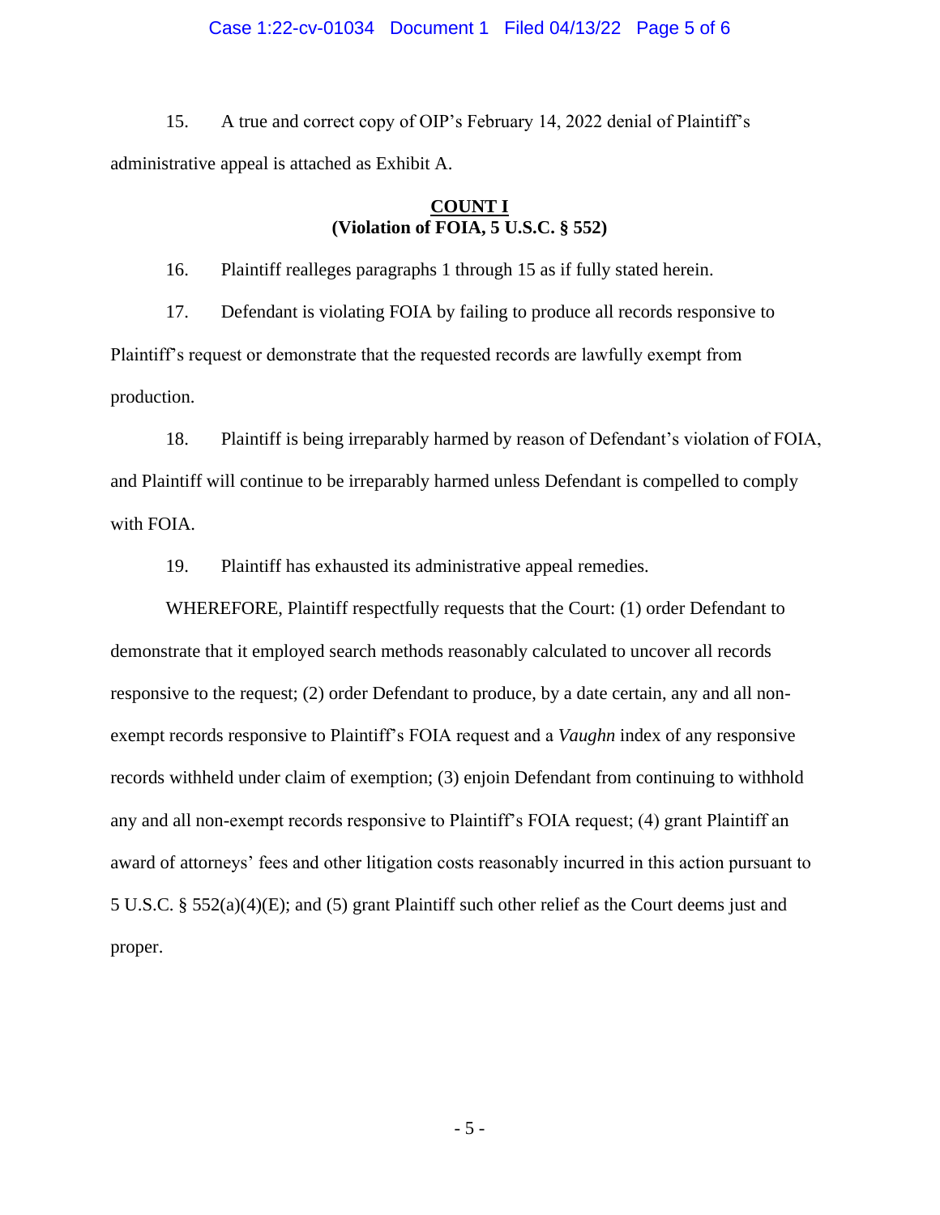15. A true and correct copy of OIP's February 14, 2022 denial of Plaintiff's administrative appeal is attached as Exhibit A.

**COUNT I**
**(Violation of FOIA, 5 U.S.C. § 552)**

16. Plaintiff realleges paragraphs 1 through 15 as if fully stated herein.

17. Defendant is violating FOIA by failing to produce all records responsive to Plaintiff's request or demonstrate that the requested records are lawfully exempt from production.

18. Plaintiff is being irreparably harmed by reason of Defendant's violation of FOIA, and Plaintiff will continue to be irreparably harmed unless Defendant is compelled to comply with FOIA.

19. Plaintiff has exhausted its administrative appeal remedies.

WHEREFORE, Plaintiff respectfully requests that the Court: (1) order Defendant to demonstrate that it employed search methods reasonably calculated to uncover all records responsive to the request; (2) order Defendant to produce, by a date certain, any and all non-exempt records responsive to Plaintiff's FOIA request and a *Vaughn* index of any responsive records withheld under claim of exemption; (3) enjoin Defendant from continuing to withhold any and all non-exempt records responsive to Plaintiff's FOIA request; (4) grant Plaintiff an award of attorneys' fees and other litigation costs reasonably incurred in this action pursuant to 5 U.S.C. § 552(a)(4)(E); and (5) grant Plaintiff such other relief as the Court deems just and proper.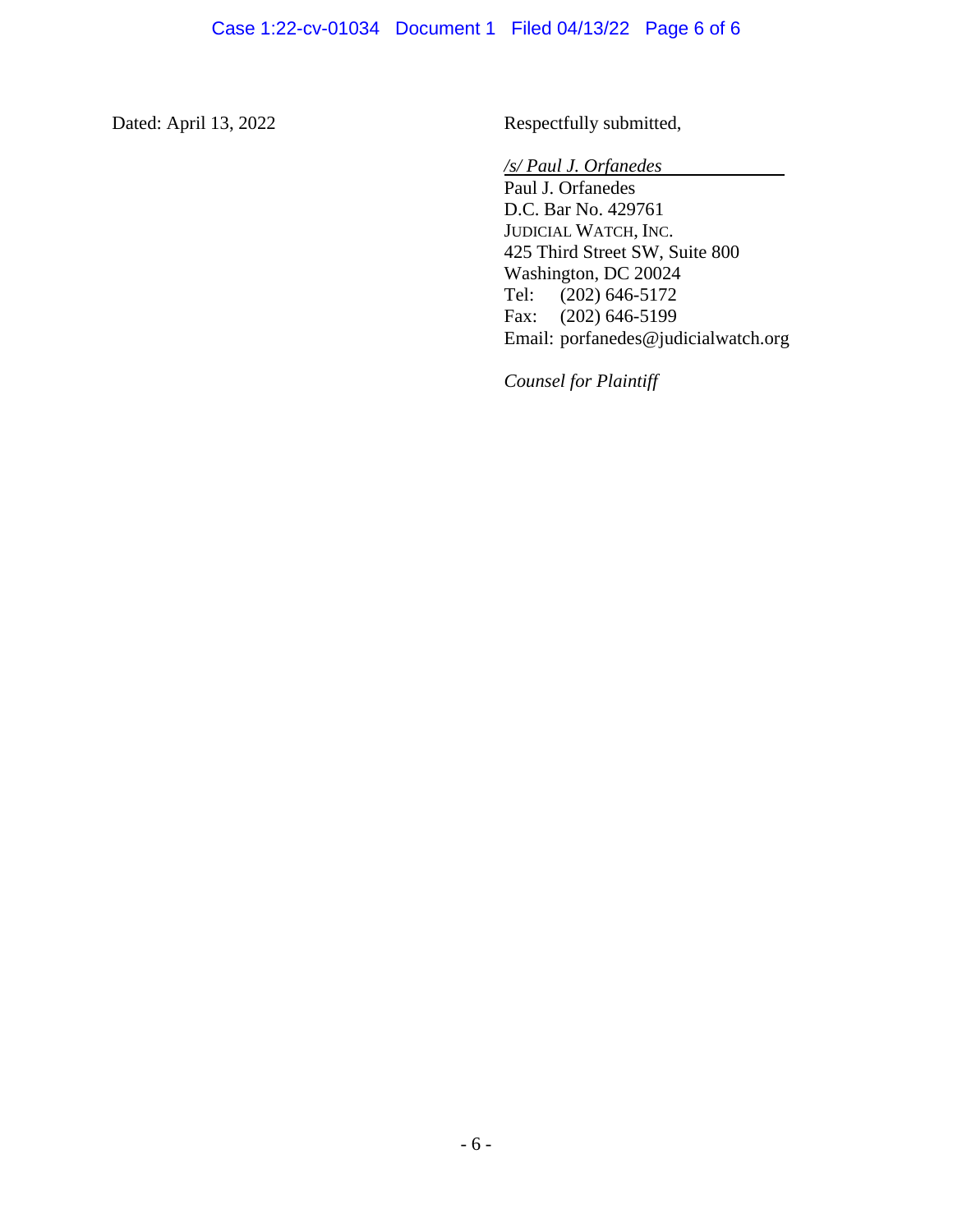Dated: April 13, 2022

Respectfully submitted,

*/s/ Paul J. Orfanedes*
Paul J. Orfanedes
D.C. Bar No. 429761
JUDICIAL WATCH, INC.
425 Third Street SW, Suite 800
Washington, DC 20024
Tel: (202) 646-5172
Fax: (202) 646-5199
Email: porfanedes@judicialwatch.org

*Counsel for Plaintiff*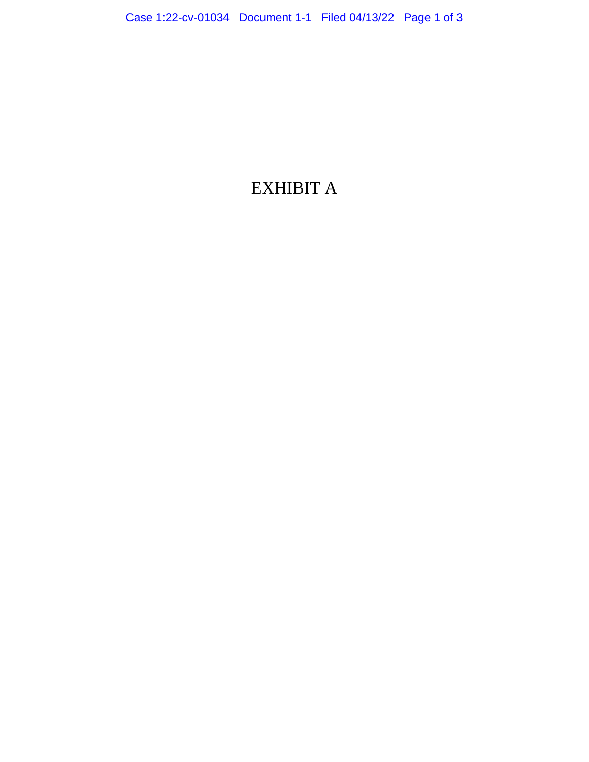EXHIBIT A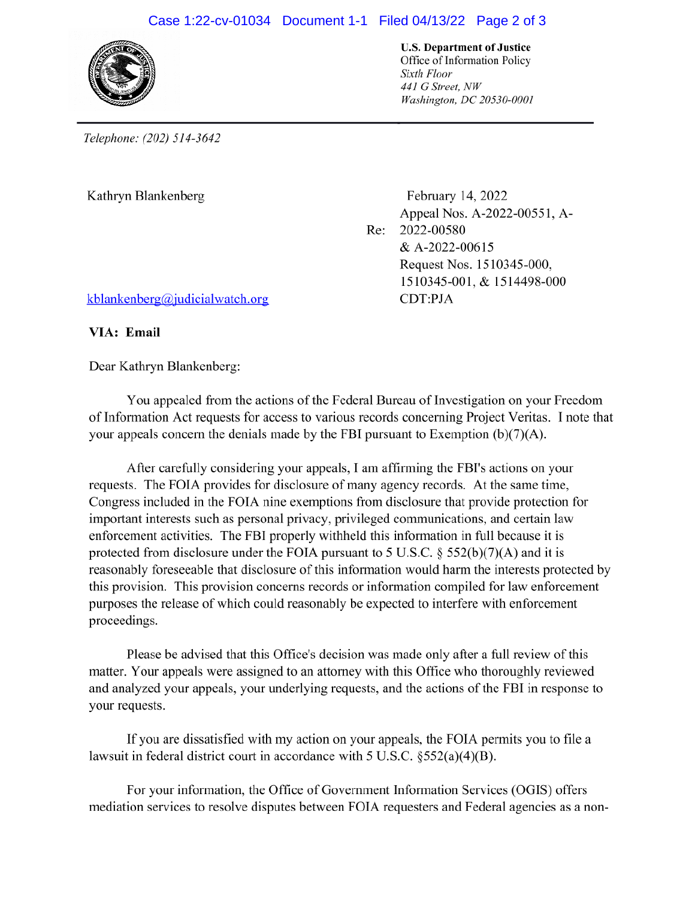**U.S. Department of Justice**
Office of Information Policy
*Sixth Floor*
*441 G Street, NW*
*Washington, DC 20530-0001*

*Telephone: (202) 514-3642*

Kathryn Blankenberg

kblankenberg@judicialwatch.org

February 14, 2022

Re: Appeal Nos. A-2022-00551, A-2022-00580 & A-2022-00615
Request Nos. 1510345-000, 1510345-001, & 1514498-000
CDT:PJA

**VIA: Email**

Dear Kathryn Blankenberg:

You appealed from the actions of the Federal Bureau of Investigation on your Freedom of Information Act requests for access to various records concerning Project Veritas. I note that your appeals concern the denials made by the FBI pursuant to Exemption (b)(7)(A).

After carefully considering your appeals, I am affirming the FBI's actions on your requests. The FOIA provides for disclosure of many agency records. At the same time, Congress included in the FOIA nine exemptions from disclosure that provide protection for important interests such as personal privacy, privileged communications, and certain law enforcement activities. The FBI properly withheld this information in full because it is protected from disclosure under the FOIA pursuant to 5 U.S.C. § 552(b)(7)(A) and it is reasonably foreseeable that disclosure of this information would harm the interests protected by this provision. This provision concerns records or information compiled for law enforcement purposes the release of which could reasonably be expected to interfere with enforcement proceedings.

Please be advised that this Office's decision was made only after a full review of this matter. Your appeals were assigned to an attorney with this Office who thoroughly reviewed and analyzed your appeals, your underlying requests, and the actions of the FBI in response to your requests.

If you are dissatisfied with my action on your appeals, the FOIA permits you to file a lawsuit in federal district court in accordance with 5 U.S.C. §552(a)(4)(B).

For your information, the Office of Government Information Services (OGIS) offers mediation services to resolve disputes between FOIA requesters and Federal agencies as a non-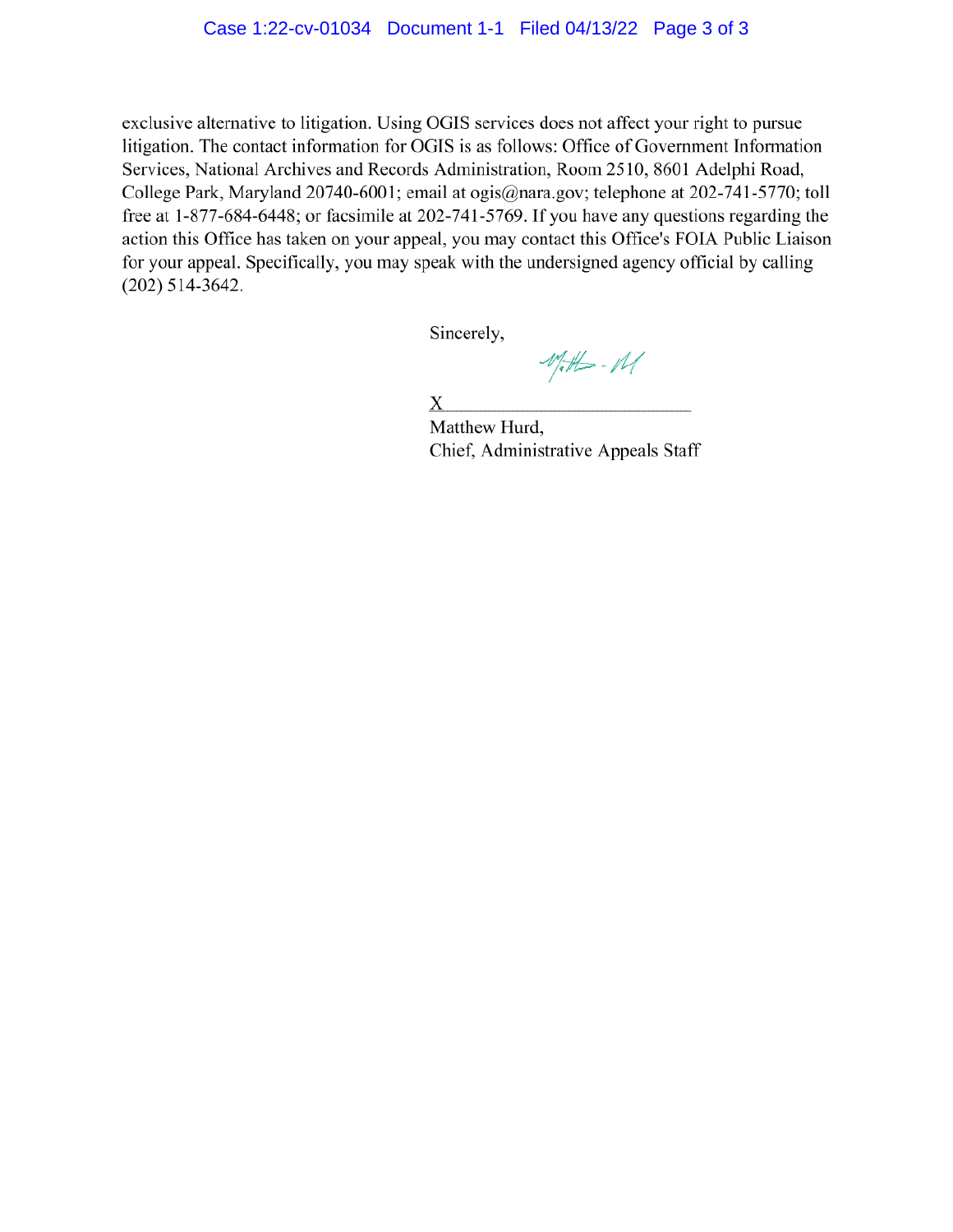exclusive alternative to litigation. Using OGIS services does not affect your right to pursue litigation. The contact information for OGIS is as follows: Office of Government Information Services, National Archives and Records Administration, Room 2510, 8601 Adelphi Road, College Park, Maryland 20740-6001; email at ogis@nara.gov; telephone at 202-741-5770; toll free at 1-877-684-6448; or facsimile at 202-741-5769. If you have any questions regarding the action this Office has taken on your appeal, you may contact this Office's FOIA Public Liaison for your appeal. Specifically, you may speak with the undersigned agency official by calling (202) 514-3642.

Sincerely,

X

Matthew Hurd,
Chief, Administrative Appeals Staff